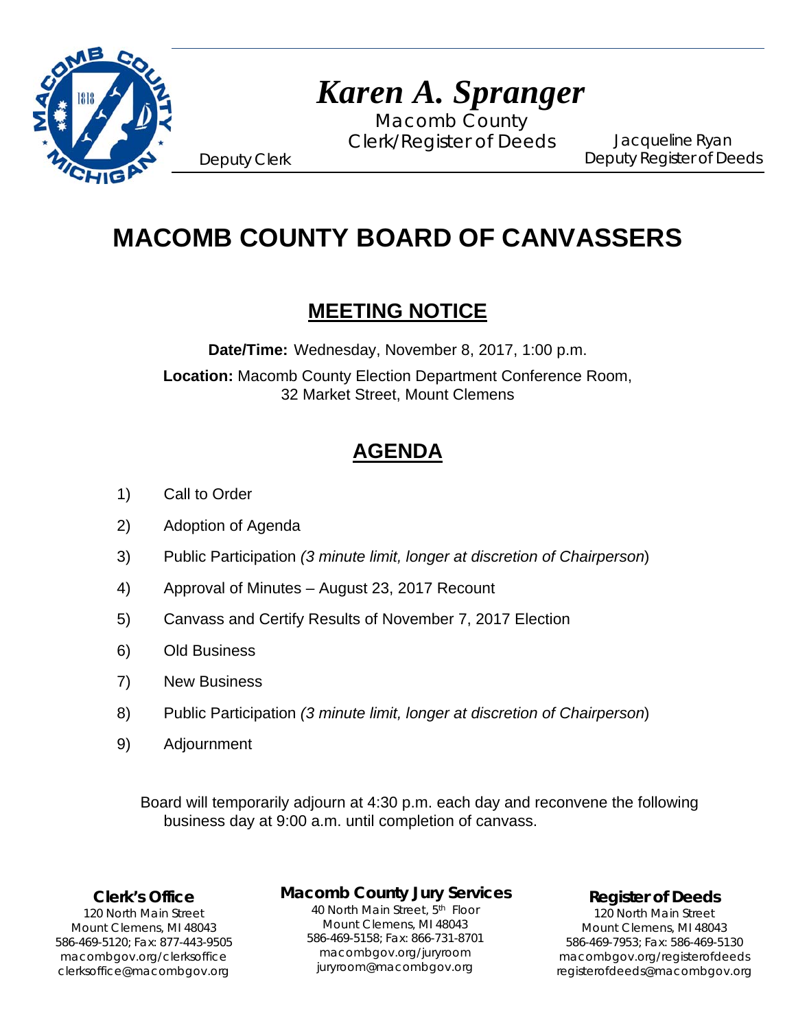# *Karen A. Spranger*

Macomb County
Clerk/Register of Deeds

Deputy Clerk

Jacqueline Ryan
Deputy Register of Deeds

# MACOMB COUNTY BOARD OF CANVASSERS

## MEETING NOTICE

**Date/Time:** Wednesday, November 8, 2017, 1:00 p.m.

**Location:** Macomb County Election Department Conference Room, 32 Market Street, Mount Clemens

## AGENDA

1) Call to Order
2) Adoption of Agenda
3) Public Participation *(3 minute limit, longer at discretion of Chairperson*)
4) Approval of Minutes – August 23, 2017 Recount
5) Canvass and Certify Results of November 7, 2017 Election
6) Old Business
7) New Business
8) Public Participation *(3 minute limit, longer at discretion of Chairperson*)
9) Adjournment

Board will temporarily adjourn at 4:30 p.m. each day and reconvene the following business day at 9:00 a.m. until completion of canvass.

**Clerk's Office**
120 North Main Street
Mount Clemens, MI 48043
586-469-5120; Fax: 877-443-9505
macombgov.org/clerksoffice
clerksoffice@macombgov.org

**Macomb County Jury Services**
40 North Main Street, 5th Floor
Mount Clemens, MI 48043
586-469-5158; Fax: 866-731-8701
macombgov.org/juryroom
juryroom@macombgov.org

**Register of Deeds**
120 North Main Street
Mount Clemens, MI 48043
586-469-7953; Fax: 586-469-5130
macombgov.org/registerofdeeds
registerofdeeds@macombgov.org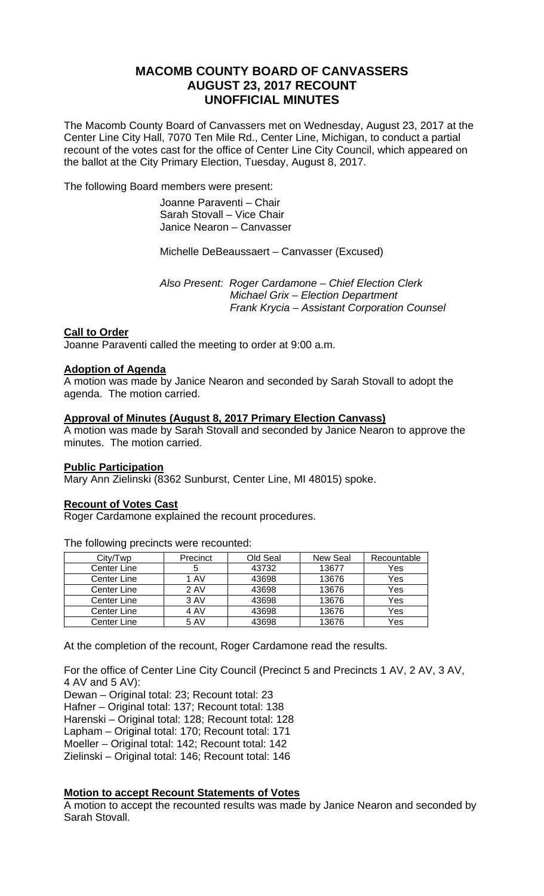# MACOMB COUNTY BOARD OF CANVASSERS
# AUGUST 23, 2017 RECOUNT
# UNOFFICIAL MINUTES

The Macomb County Board of Canvassers met on Wednesday, August 23, 2017 at the Center Line City Hall, 7070 Ten Mile Rd., Center Line, Michigan, to conduct a partial recount of the votes cast for the office of Center Line City Council, which appeared on the ballot at the City Primary Election, Tuesday, August 8, 2017.

The following Board members were present:

Joanne Paraventi – Chair
Sarah Stovall – Vice Chair
Janice Nearon – Canvasser

Michelle DeBeaussaert – Canvasser (Excused)

*Also Present: Roger Cardamone – Chief Election Clerk*
*Michael Grix – Election Department*
*Frank Krycia – Assistant Corporation Counsel*

**Call to Order**

Joanne Paraventi called the meeting to order at 9:00 a.m.

**Adoption of Agenda**

A motion was made by Janice Nearon and seconded by Sarah Stovall to adopt the agenda. The motion carried.

**Approval of Minutes (August 8, 2017 Primary Election Canvass)**

A motion was made by Sarah Stovall and seconded by Janice Nearon to approve the minutes. The motion carried.

**Public Participation**

Mary Ann Zielinski (8362 Sunburst, Center Line, MI 48015) spoke.

**Recount of Votes Cast**

Roger Cardamone explained the recount procedures.

The following precincts were recounted:

| City/Twp | Precinct | Old Seal | New Seal | Recountable |
|---|---|---|---|---|
| Center Line | 5 | 43732 | 13677 | Yes |
| Center Line | 1 AV | 43698 | 13676 | Yes |
| Center Line | 2 AV | 43698 | 13676 | Yes |
| Center Line | 3 AV | 43698 | 13676 | Yes |
| Center Line | 4 AV | 43698 | 13676 | Yes |
| Center Line | 5 AV | 43698 | 13676 | Yes |

At the completion of the recount, Roger Cardamone read the results.

For the office of Center Line City Council (Precinct 5 and Precincts 1 AV, 2 AV, 3 AV, 4 AV and 5 AV):
Dewan – Original total: 23; Recount total: 23
Hafner – Original total: 137; Recount total: 138
Harenski – Original total: 128; Recount total: 128
Lapham – Original total: 170; Recount total: 171
Moeller – Original total: 142; Recount total: 142
Zielinski – Original total: 146; Recount total: 146

**Motion to accept Recount Statements of Votes**

A motion to accept the recounted results was made by Janice Nearon and seconded by Sarah Stovall.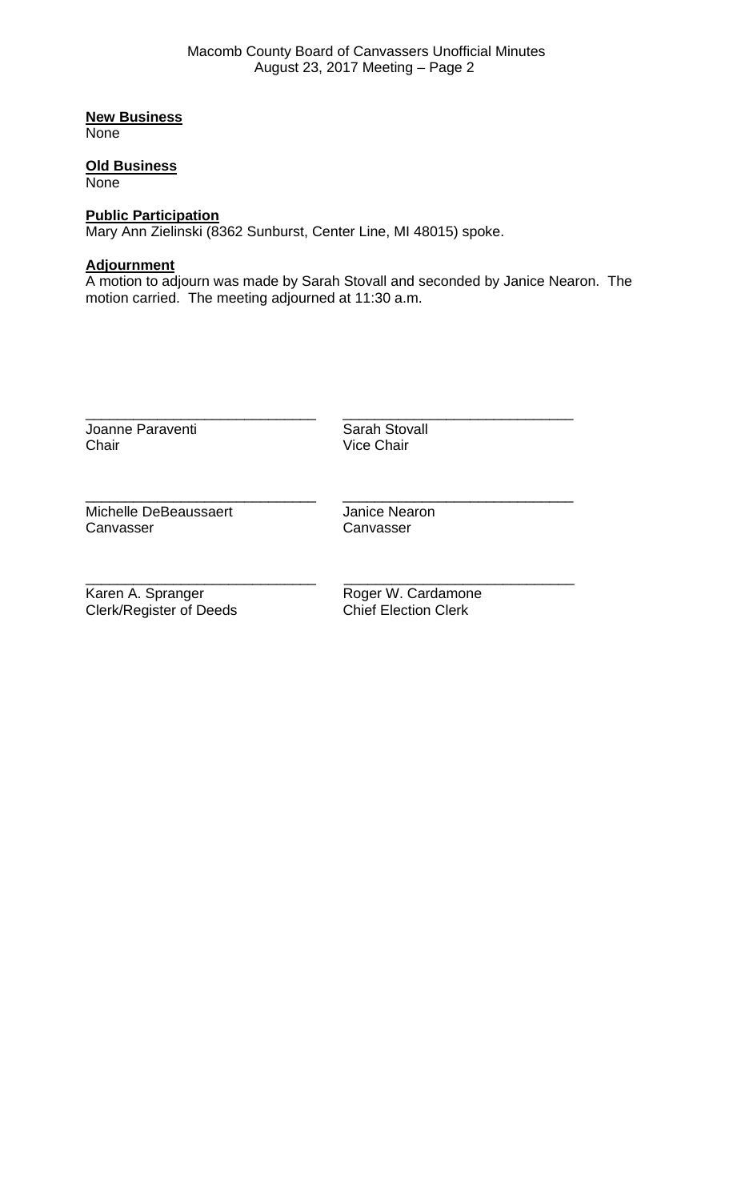**New Business**
None

**Old Business**
None

**Public Participation**
Mary Ann Zielinski (8362 Sunburst, Center Line, MI 48015) spoke.

**Adjournment**
A motion to adjourn was made by Sarah Stovall and seconded by Janice Nearon. The motion carried. The meeting adjourned at 11:30 a.m.

| | |
|---|---|
| \_\_\_\_\_\_\_\_\_\_\_\_\_\_\_\_\_\_\_\_\_\_\_\_\_\_\_\_\_\_ | \_\_\_\_\_\_\_\_\_\_\_\_\_\_\_\_\_\_\_\_\_\_\_\_\_\_\_\_\_\_ |
| Joanne Paraventi<br>Chair | Sarah Stovall<br>Vice Chair |
| \_\_\_\_\_\_\_\_\_\_\_\_\_\_\_\_\_\_\_\_\_\_\_\_\_\_\_\_\_\_ | \_\_\_\_\_\_\_\_\_\_\_\_\_\_\_\_\_\_\_\_\_\_\_\_\_\_\_\_\_\_ |
| Michelle DeBeaussaert<br>Canvasser | Janice Nearon<br>Canvasser |
| \_\_\_\_\_\_\_\_\_\_\_\_\_\_\_\_\_\_\_\_\_\_\_\_\_\_\_\_\_\_ | \_\_\_\_\_\_\_\_\_\_\_\_\_\_\_\_\_\_\_\_\_\_\_\_\_\_\_\_\_\_ |
| Karen A. Spranger<br>Clerk/Register of Deeds | Roger W. Cardamone<br>Chief Election Clerk |